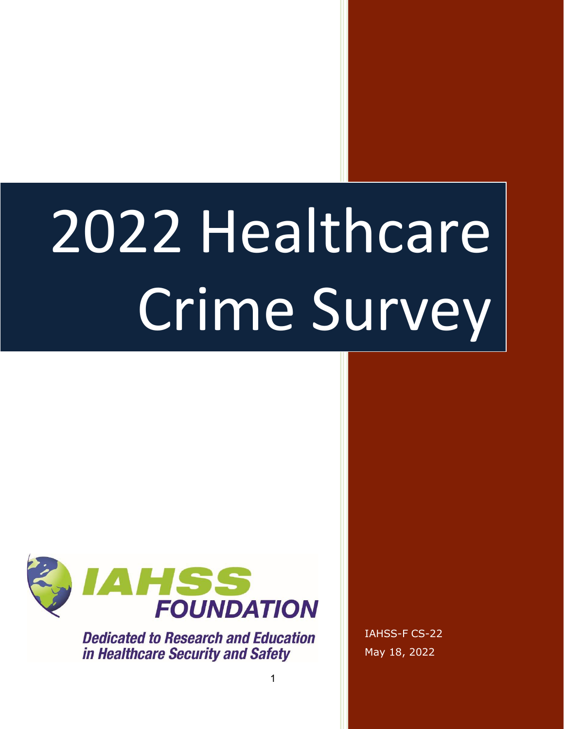# 2022 Healthcare Crime Survey

IAHSS FOUNDATION

*Dedicated to Research and Education in Healthcare Security and Safety*

IAHSS-F CS-22

May 18, 2022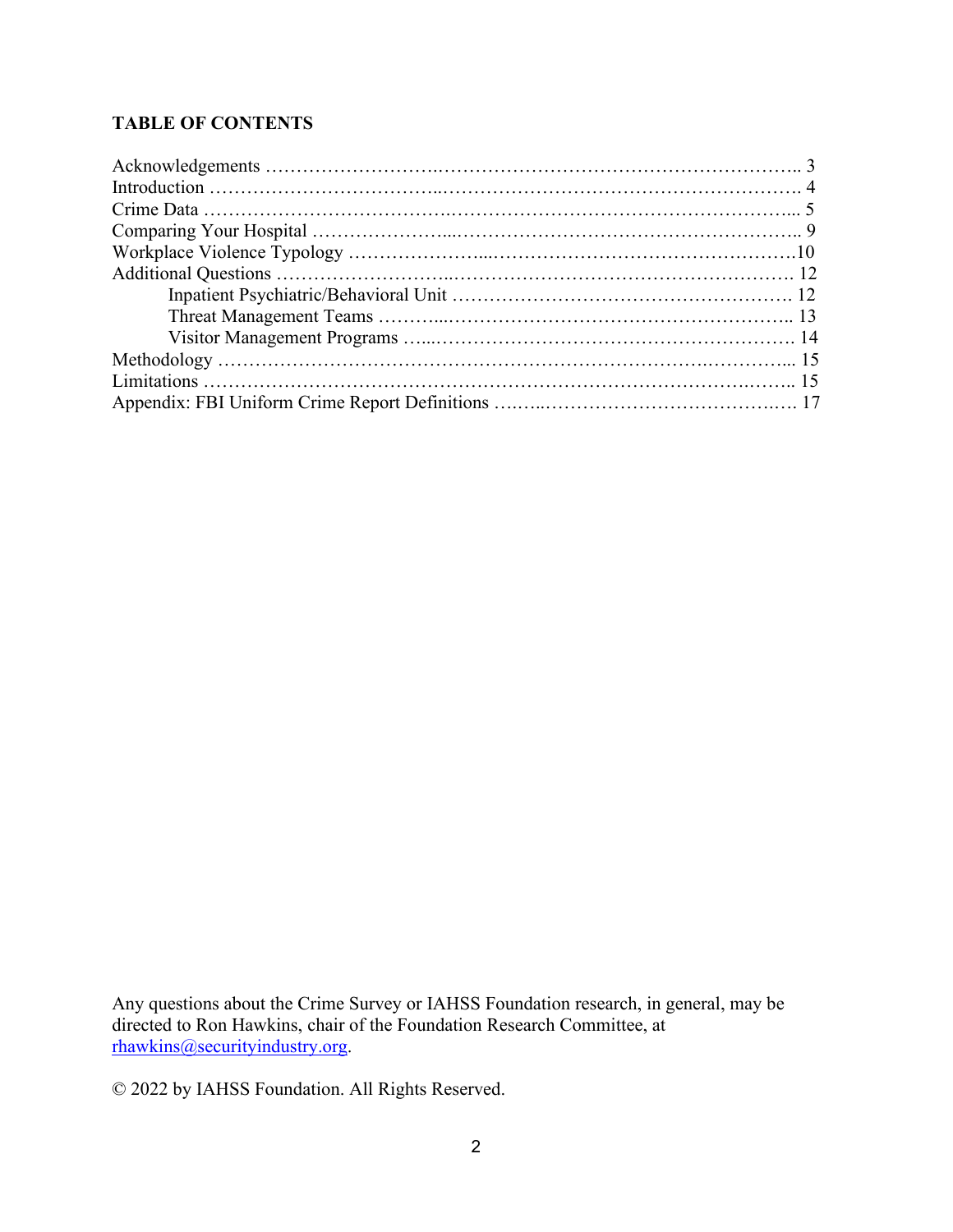**TABLE OF CONTENTS**

Acknowledgements ……………………..…………………………………………….. 3
Introduction ……………………………..……………………………………………. 4
Crime Data …………………………..…..……………………………………………... 5
Comparing Your Hospital …………………...………………………………………….. 9
Workplace Violence Typology …………………...…………………………………….10
Additional Questions ……………………..…………………………………………. 12
    Inpatient Psychiatric/Behavioral Unit ……………………………………………. 12
    Threat Management Teams ………...……………………………………………….. 13
    Visitor Management Programs …...…………………………………………………. 14
Methodology ……………………………………………………………….…………... 15
Limitations …………………………………………………………………….…….. 15
Appendix: FBI Uniform Crime Report Definitions ….…..…………………………….…. 17

Any questions about the Crime Survey or IAHSS Foundation research, in general, may be directed to Ron Hawkins, chair of the Foundation Research Committee, at rhawkins@securityindustry.org.

© 2022 by IAHSS Foundation. All Rights Reserved.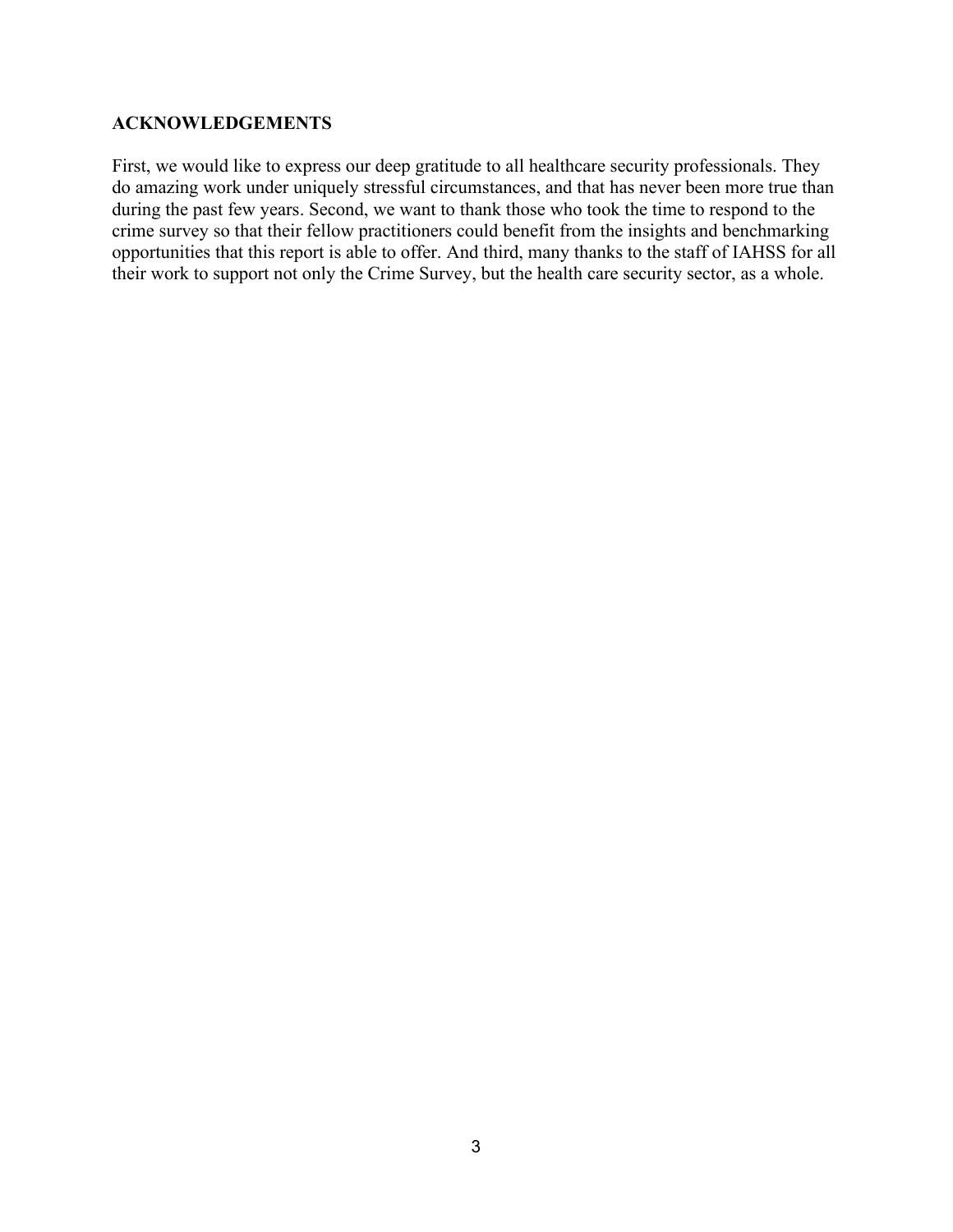## ACKNOWLEDGEMENTS

First, we would like to express our deep gratitude to all healthcare security professionals. They do amazing work under uniquely stressful circumstances, and that has never been more true than during the past few years. Second, we want to thank those who took the time to respond to the crime survey so that their fellow practitioners could benefit from the insights and benchmarking opportunities that this report is able to offer. And third, many thanks to the staff of IAHSS for all their work to support not only the Crime Survey, but the health care security sector, as a whole.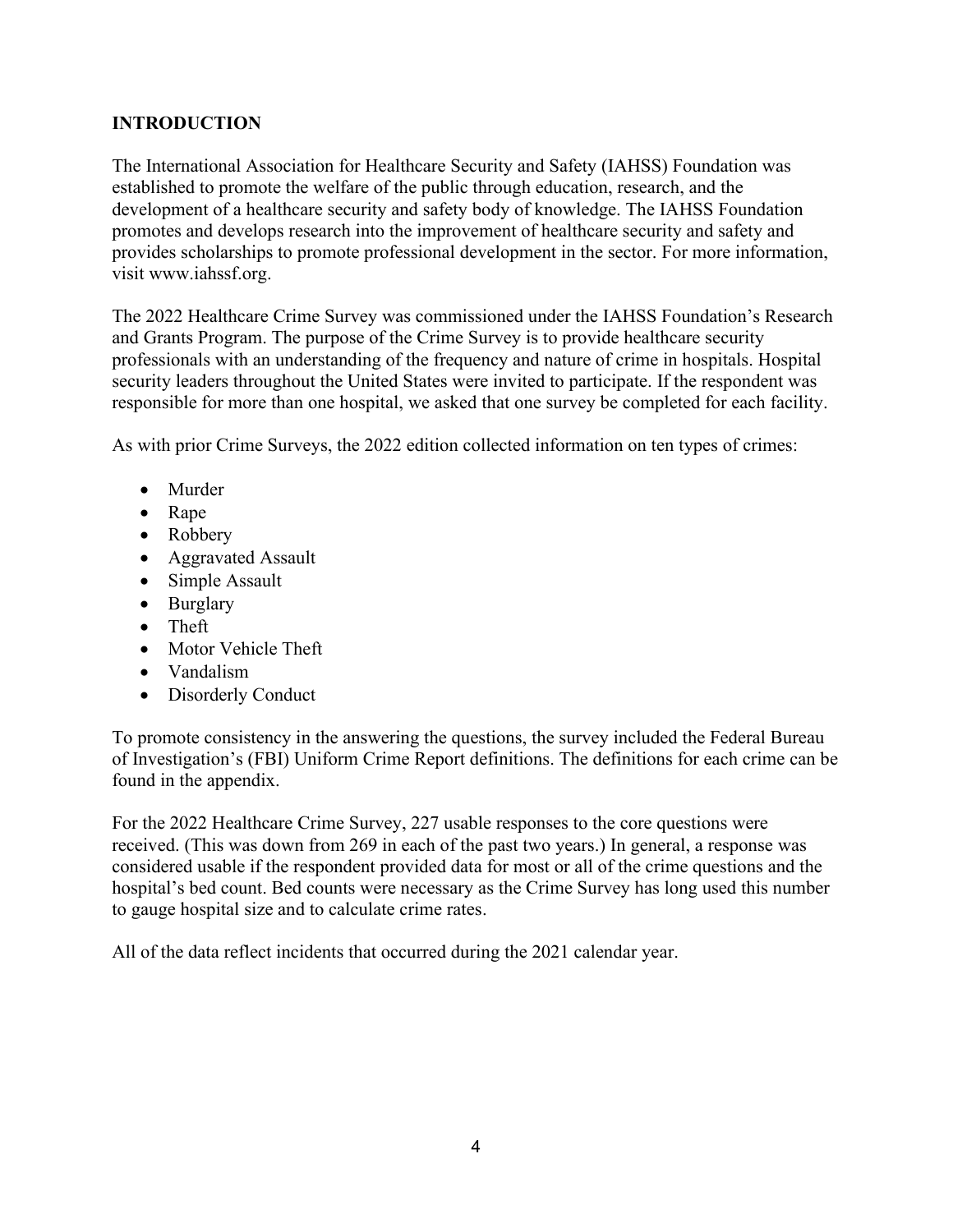## INTRODUCTION

The International Association for Healthcare Security and Safety (IAHSS) Foundation was established to promote the welfare of the public through education, research, and the development of a healthcare security and safety body of knowledge. The IAHSS Foundation promotes and develops research into the improvement of healthcare security and safety and provides scholarships to promote professional development in the sector. For more information, visit www.iahssf.org.

The 2022 Healthcare Crime Survey was commissioned under the IAHSS Foundation's Research and Grants Program. The purpose of the Crime Survey is to provide healthcare security professionals with an understanding of the frequency and nature of crime in hospitals. Hospital security leaders throughout the United States were invited to participate. If the respondent was responsible for more than one hospital, we asked that one survey be completed for each facility.

As with prior Crime Surveys, the 2022 edition collected information on ten types of crimes:

- Murder
- Rape
- Robbery
- Aggravated Assault
- Simple Assault
- Burglary
- Theft
- Motor Vehicle Theft
- Vandalism
- Disorderly Conduct

To promote consistency in the answering the questions, the survey included the Federal Bureau of Investigation's (FBI) Uniform Crime Report definitions. The definitions for each crime can be found in the appendix.

For the 2022 Healthcare Crime Survey, 227 usable responses to the core questions were received. (This was down from 269 in each of the past two years.) In general, a response was considered usable if the respondent provided data for most or all of the crime questions and the hospital's bed count. Bed counts were necessary as the Crime Survey has long used this number to gauge hospital size and to calculate crime rates.

All of the data reflect incidents that occurred during the 2021 calendar year.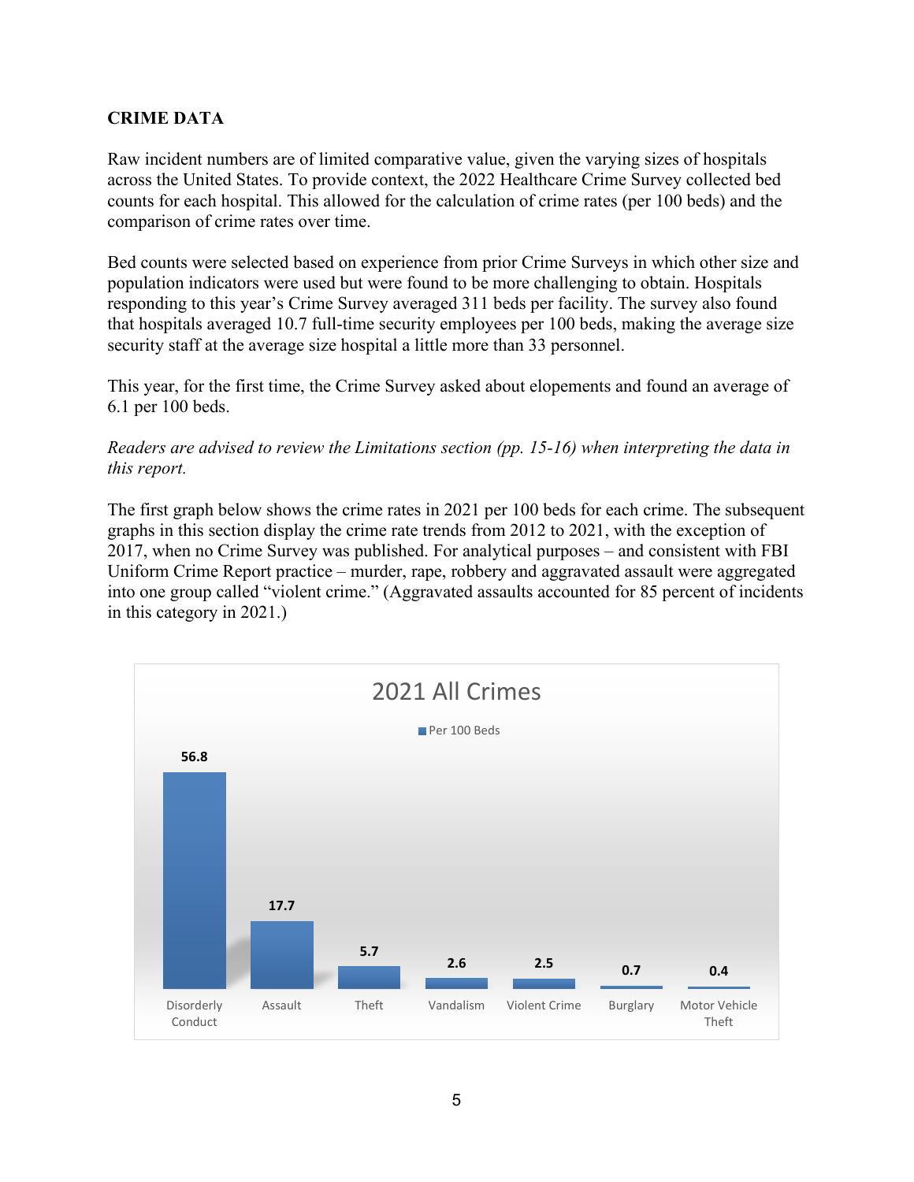## CRIME DATA

Raw incident numbers are of limited comparative value, given the varying sizes of hospitals across the United States. To provide context, the 2022 Healthcare Crime Survey collected bed counts for each hospital. This allowed for the calculation of crime rates (per 100 beds) and the comparison of crime rates over time.

Bed counts were selected based on experience from prior Crime Surveys in which other size and population indicators were used but were found to be more challenging to obtain. Hospitals responding to this year's Crime Survey averaged 311 beds per facility. The survey also found that hospitals averaged 10.7 full-time security employees per 100 beds, making the average size security staff at the average size hospital a little more than 33 personnel.

This year, for the first time, the Crime Survey asked about elopements and found an average of 6.1 per 100 beds.

*Readers are advised to review the Limitations section (pp. 15-16) when interpreting the data in this report.*

The first graph below shows the crime rates in 2021 per 100 beds for each crime. The subsequent graphs in this section display the crime rate trends from 2012 to 2021, with the exception of 2017, when no Crime Survey was published. For analytical purposes – and consistent with FBI Uniform Crime Report practice – murder, rape, robbery and aggravated assault were aggregated into one group called "violent crime." (Aggravated assaults accounted for 85 percent of incidents in this category in 2021.)

**2021 All Crimes**

| Crime | Per 100 Beds |
|---|---|
| Disorderly Conduct | 56.8 |
| Assault | 17.7 |
| Theft | 5.7 |
| Vandalism | 2.6 |
| Violent Crime | 2.5 |
| Burglary | 0.7 |
| Motor Vehicle Theft | 0.4 |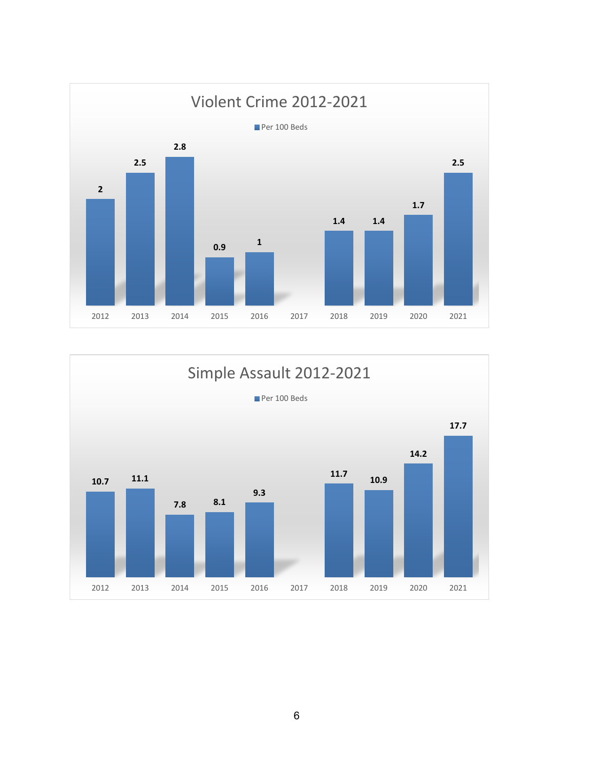## Violent Crime 2012-2021

Per 100 Beds

| Year | Per 100 Beds |
|---|---|
| 2012 | 2 |
| 2013 | 2.5 |
| 2014 | 2.8 |
| 2015 | 0.9 |
| 2016 | 1 |
| 2017 | |
| 2018 | 1.4 |
| 2019 | 1.4 |
| 2020 | 1.7 |
| 2021 | 2.5 |

## Simple Assault 2012-2021

Per 100 Beds

| Year | Per 100 Beds |
|---|---|
| 2012 | 10.7 |
| 2013 | 11.1 |
| 2014 | 7.8 |
| 2015 | 8.1 |
| 2016 | 9.3 |
| 2017 | |
| 2018 | 11.7 |
| 2019 | 10.9 |
| 2020 | 14.2 |
| 2021 | 17.7 |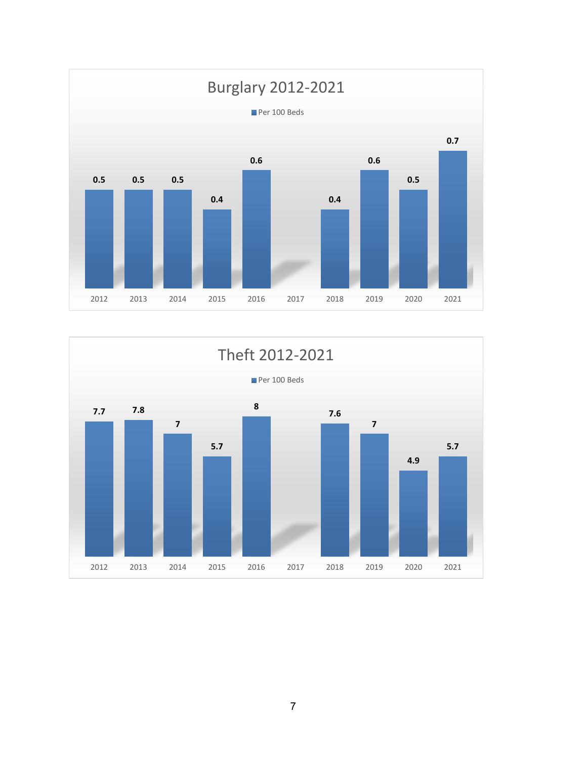## Burglary 2012-2021

Per 100 Beds

| Year | Per 100 Beds |
|---|---|
| 2012 | 0.5 |
| 2013 | 0.5 |
| 2014 | 0.5 |
| 2015 | 0.4 |
| 2016 | 0.6 |
| 2017 | |
| 2018 | 0.4 |
| 2019 | 0.6 |
| 2020 | 0.5 |
| 2021 | 0.7 |

## Theft 2012-2021

Per 100 Beds

| Year | Per 100 Beds |
|---|---|
| 2012 | 7.7 |
| 2013 | 7.8 |
| 2014 | 7 |
| 2015 | 5.7 |
| 2016 | 8 |
| 2017 | |
| 2018 | 7.6 |
| 2019 | 7 |
| 2020 | 4.9 |
| 2021 | 5.7 |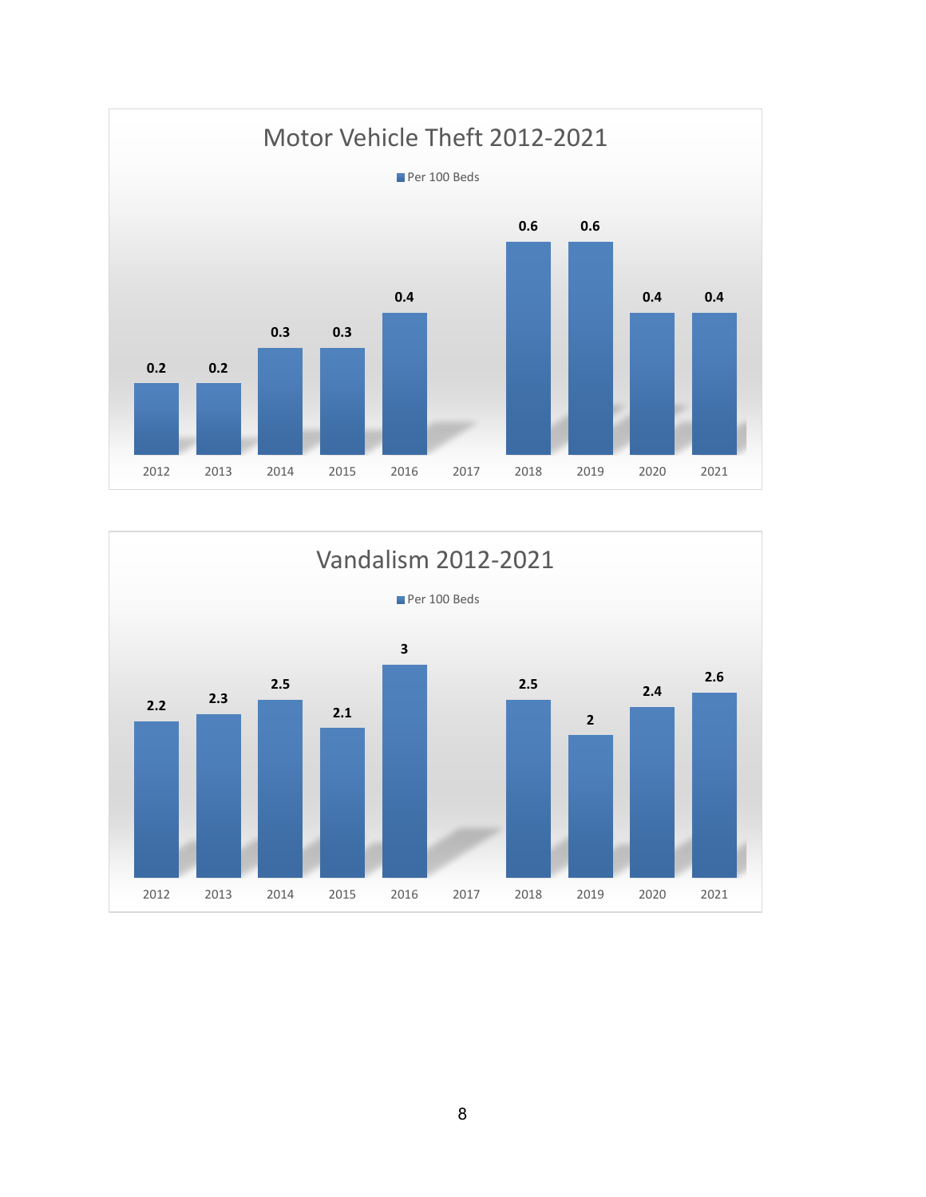## Motor Vehicle Theft 2012-2021

Per 100 Beds

| Year | Per 100 Beds |
|---|---|
| 2012 | 0.2 |
| 2013 | 0.2 |
| 2014 | 0.3 |
| 2015 | 0.3 |
| 2016 | 0.4 |
| 2017 | |
| 2018 | 0.6 |
| 2019 | 0.6 |
| 2020 | 0.4 |
| 2021 | 0.4 |

## Vandalism 2012-2021

Per 100 Beds

| Year | Per 100 Beds |
|---|---|
| 2012 | 2.2 |
| 2013 | 2.3 |
| 2014 | 2.5 |
| 2015 | 2.1 |
| 2016 | 3 |
| 2017 | |
| 2018 | 2.5 |
| 2019 | 2 |
| 2020 | 2.4 |
| 2021 | 2.6 |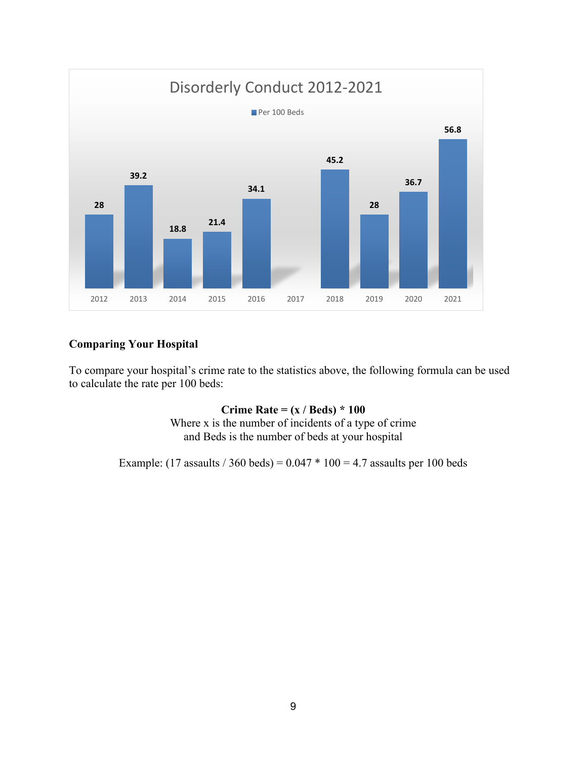**Disorderly Conduct 2012-2021**

Per 100 Beds

| Year | Per 100 Beds |
| --- | --- |
| 2012 | 28 |
| 2013 | 39.2 |
| 2014 | 18.8 |
| 2015 | 21.4 |
| 2016 | 34.1 |
| 2017 | |
| 2018 | 45.2 |
| 2019 | 28 |
| 2020 | 36.7 |
| 2021 | 56.8 |

## Comparing Your Hospital

To compare your hospital's crime rate to the statistics above, the following formula can be used to calculate the rate per 100 beds:

**Crime Rate = (x / Beds) * 100**

Where x is the number of incidents of a type of crime
and Beds is the number of beds at your hospital

Example: (17 assaults / 360 beds) = 0.047 * 100 = 4.7 assaults per 100 beds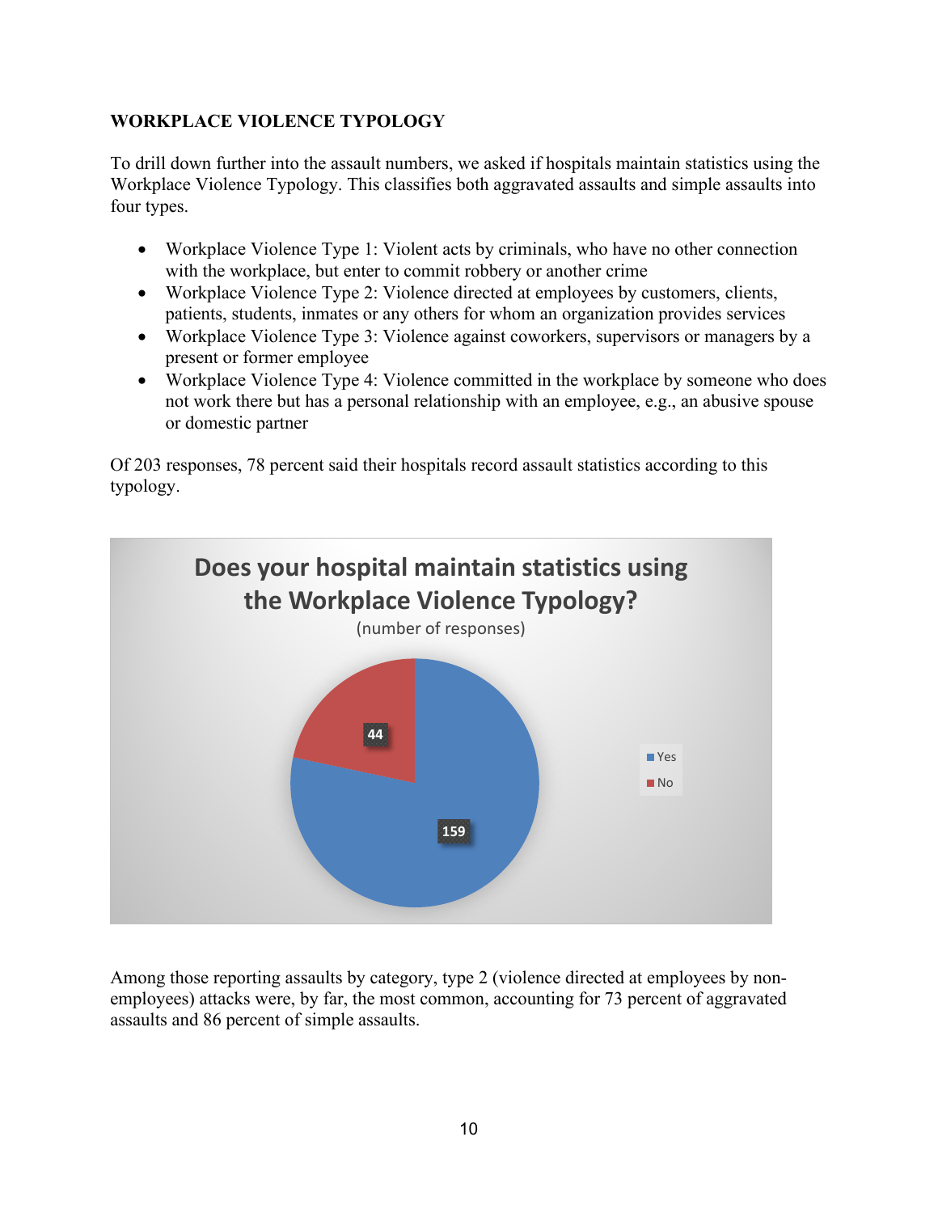**WORKPLACE VIOLENCE TYPOLOGY**

To drill down further into the assault numbers, we asked if hospitals maintain statistics using the Workplace Violence Typology. This classifies both aggravated assaults and simple assaults into four types.

- Workplace Violence Type 1: Violent acts by criminals, who have no other connection with the workplace, but enter to commit robbery or another crime
- Workplace Violence Type 2: Violence directed at employees by customers, clients, patients, students, inmates or any others for whom an organization provides services
- Workplace Violence Type 3: Violence against coworkers, supervisors or managers by a present or former employee
- Workplace Violence Type 4: Violence committed in the workplace by someone who does not work there but has a personal relationship with an employee, e.g., an abusive spouse or domestic partner

Of 203 responses, 78 percent said their hospitals record assault statistics according to this typology.

**Does your hospital maintain statistics using the Workplace Violence Typology?**
(number of responses)

| Response | Number |
| --- | --- |
| Yes | 159 |
| No | 44 |

Among those reporting assaults by category, type 2 (violence directed at employees by non-employees) attacks were, by far, the most common, accounting for 73 percent of aggravated assaults and 86 percent of simple assaults.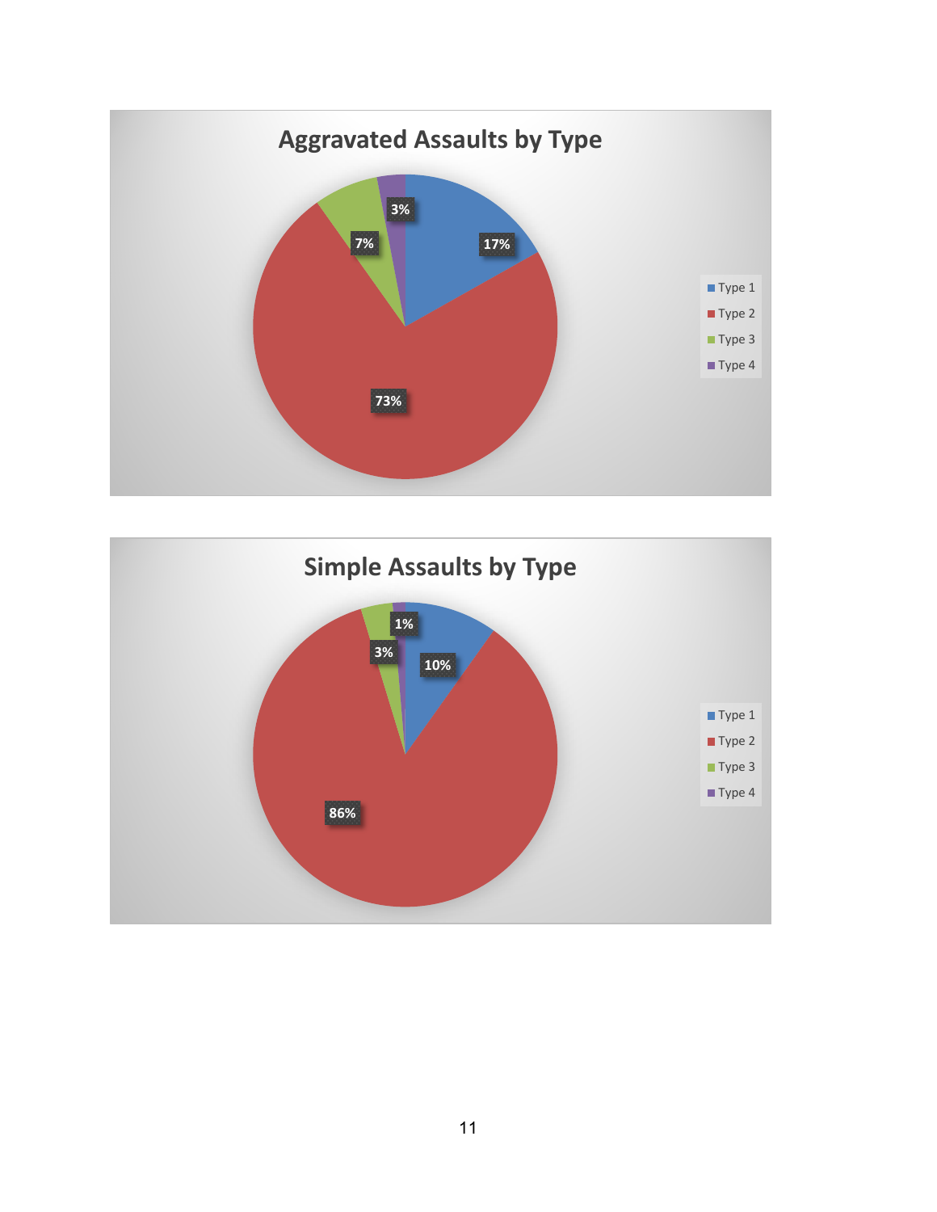## Aggravated Assaults by Type

| Type | Percentage |
| --- | --- |
| Type 1 | 17% |
| Type 2 | 73% |
| Type 3 | 7% |
| Type 4 | 3% |

## Simple Assaults by Type

| Type | Percentage |
| --- | --- |
| Type 1 | 10% |
| Type 2 | 86% |
| Type 3 | 3% |
| Type 4 | 1% |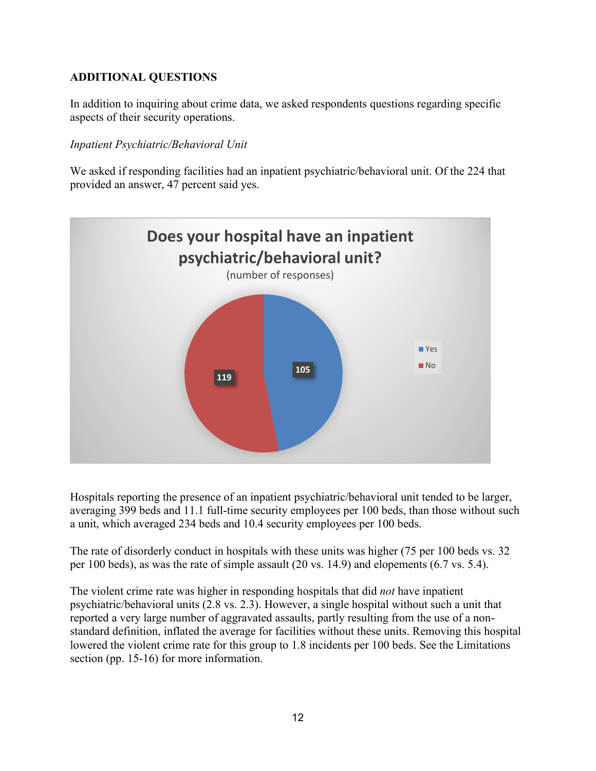**ADDITIONAL QUESTIONS**

In addition to inquiring about crime data, we asked respondents questions regarding specific aspects of their security operations.

*Inpatient Psychiatric/Behavioral Unit*

We asked if responding facilities had an inpatient psychiatric/behavioral unit. Of the 224 that provided an answer, 47 percent said yes.

**Does your hospital have an inpatient psychiatric/behavioral unit?**
(number of responses)

| Response | Number |
| --- | --- |
| Yes | 105 |
| No | 119 |

Hospitals reporting the presence of an inpatient psychiatric/behavioral unit tended to be larger, averaging 399 beds and 11.1 full-time security employees per 100 beds, than those without such a unit, which averaged 234 beds and 10.4 security employees per 100 beds.

The rate of disorderly conduct in hospitals with these units was higher (75 per 100 beds vs. 32 per 100 beds), as was the rate of simple assault (20 vs. 14.9) and elopements (6.7 vs. 5.4).

The violent crime rate was higher in responding hospitals that did *not* have inpatient psychiatric/behavioral units (2.8 vs. 2.3). However, a single hospital without such a unit that reported a very large number of aggravated assaults, partly resulting from the use of a non-standard definition, inflated the average for facilities without these units. Removing this hospital lowered the violent crime rate for this group to 1.8 incidents per 100 beds. See the Limitations section (pp. 15-16) for more information.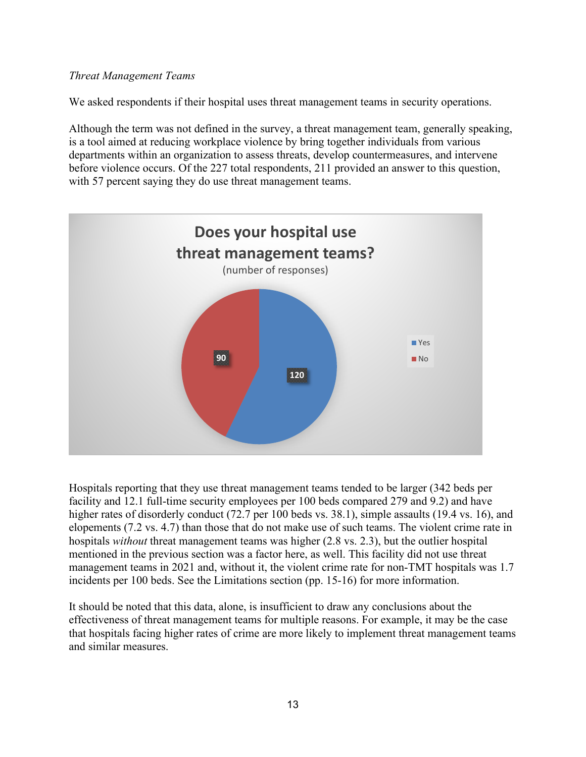*Threat Management Teams*

We asked respondents if their hospital uses threat management teams in security operations.

Although the term was not defined in the survey, a threat management team, generally speaking, is a tool aimed at reducing workplace violence by bring together individuals from various departments within an organization to assess threats, develop countermeasures, and intervene before violence occurs. Of the 227 total respondents, 211 provided an answer to this question, with 57 percent saying they do use threat management teams.

**Does your hospital use threat management teams?**

(number of responses)

| Response | Number |
| --- | --- |
| Yes | 120 |
| No | 90 |

Hospitals reporting that they use threat management teams tended to be larger (342 beds per facility and 12.1 full-time security employees per 100 beds compared 279 and 9.2) and have higher rates of disorderly conduct (72.7 per 100 beds vs. 38.1), simple assaults (19.4 vs. 16), and elopements (7.2 vs. 4.7) than those that do not make use of such teams. The violent crime rate in hospitals *without* threat management teams was higher (2.8 vs. 2.3), but the outlier hospital mentioned in the previous section was a factor here, as well. This facility did not use threat management teams in 2021 and, without it, the violent crime rate for non-TMT hospitals was 1.7 incidents per 100 beds. See the Limitations section (pp. 15-16) for more information.

It should be noted that this data, alone, is insufficient to draw any conclusions about the effectiveness of threat management teams for multiple reasons. For example, it may be the case that hospitals facing higher rates of crime are more likely to implement threat management teams and similar measures.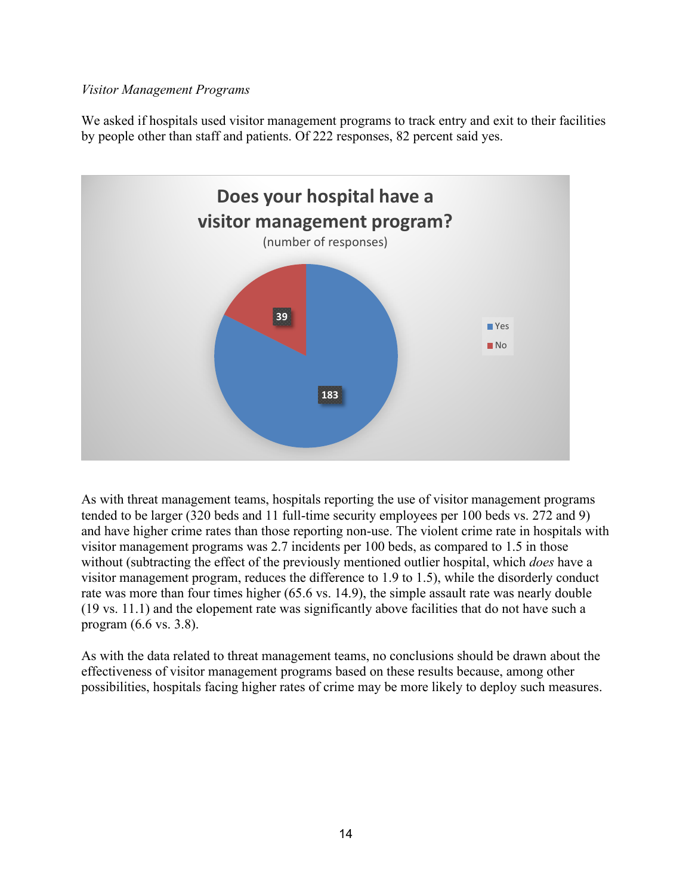*Visitor Management Programs*

We asked if hospitals used visitor management programs to track entry and exit to their facilities by people other than staff and patients. Of 222 responses, 82 percent said yes.

**Does your hospital have a visitor management program?**
(number of responses)

| Response | Number |
|---|---|
| Yes | 183 |
| No | 39 |

As with threat management teams, hospitals reporting the use of visitor management programs tended to be larger (320 beds and 11 full-time security employees per 100 beds vs. 272 and 9) and have higher crime rates than those reporting non-use. The violent crime rate in hospitals with visitor management programs was 2.7 incidents per 100 beds, as compared to 1.5 in those without (subtracting the effect of the previously mentioned outlier hospital, which *does* have a visitor management program, reduces the difference to 1.9 to 1.5), while the disorderly conduct rate was more than four times higher (65.6 vs. 14.9), the simple assault rate was nearly double (19 vs. 11.1) and the elopement rate was significantly above facilities that do not have such a program (6.6 vs. 3.8).

As with the data related to threat management teams, no conclusions should be drawn about the effectiveness of visitor management programs based on these results because, among other possibilities, hospitals facing higher rates of crime may be more likely to deploy such measures.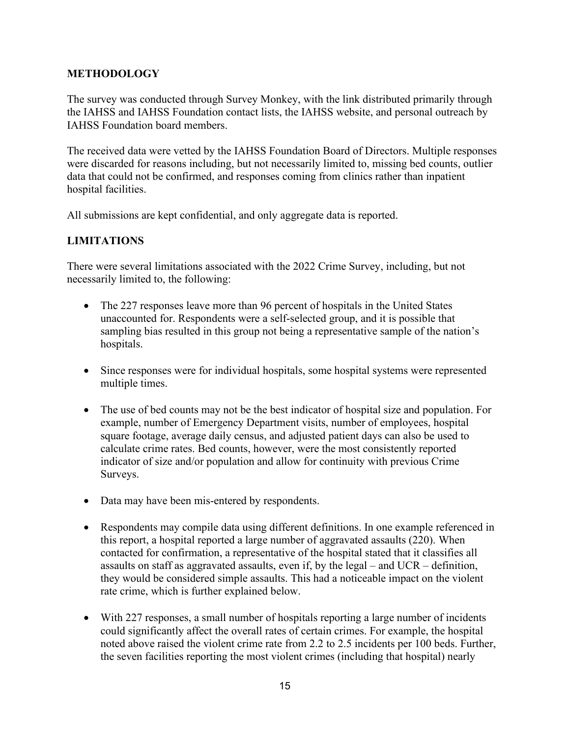## METHODOLOGY

The survey was conducted through Survey Monkey, with the link distributed primarily through the IAHSS and IAHSS Foundation contact lists, the IAHSS website, and personal outreach by IAHSS Foundation board members.

The received data were vetted by the IAHSS Foundation Board of Directors. Multiple responses were discarded for reasons including, but not necessarily limited to, missing bed counts, outlier data that could not be confirmed, and responses coming from clinics rather than inpatient hospital facilities.

All submissions are kept confidential, and only aggregate data is reported.

## LIMITATIONS

There were several limitations associated with the 2022 Crime Survey, including, but not necessarily limited to, the following:

- The 227 responses leave more than 96 percent of hospitals in the United States unaccounted for. Respondents were a self-selected group, and it is possible that sampling bias resulted in this group not being a representative sample of the nation's hospitals.
- Since responses were for individual hospitals, some hospital systems were represented multiple times.
- The use of bed counts may not be the best indicator of hospital size and population. For example, number of Emergency Department visits, number of employees, hospital square footage, average daily census, and adjusted patient days can also be used to calculate crime rates. Bed counts, however, were the most consistently reported indicator of size and/or population and allow for continuity with previous Crime Surveys.
- Data may have been mis-entered by respondents.
- Respondents may compile data using different definitions. In one example referenced in this report, a hospital reported a large number of aggravated assaults (220). When contacted for confirmation, a representative of the hospital stated that it classifies all assaults on staff as aggravated assaults, even if, by the legal – and UCR – definition, they would be considered simple assaults. This had a noticeable impact on the violent rate crime, which is further explained below.
- With 227 responses, a small number of hospitals reporting a large number of incidents could significantly affect the overall rates of certain crimes. For example, the hospital noted above raised the violent crime rate from 2.2 to 2.5 incidents per 100 beds. Further, the seven facilities reporting the most violent crimes (including that hospital) nearly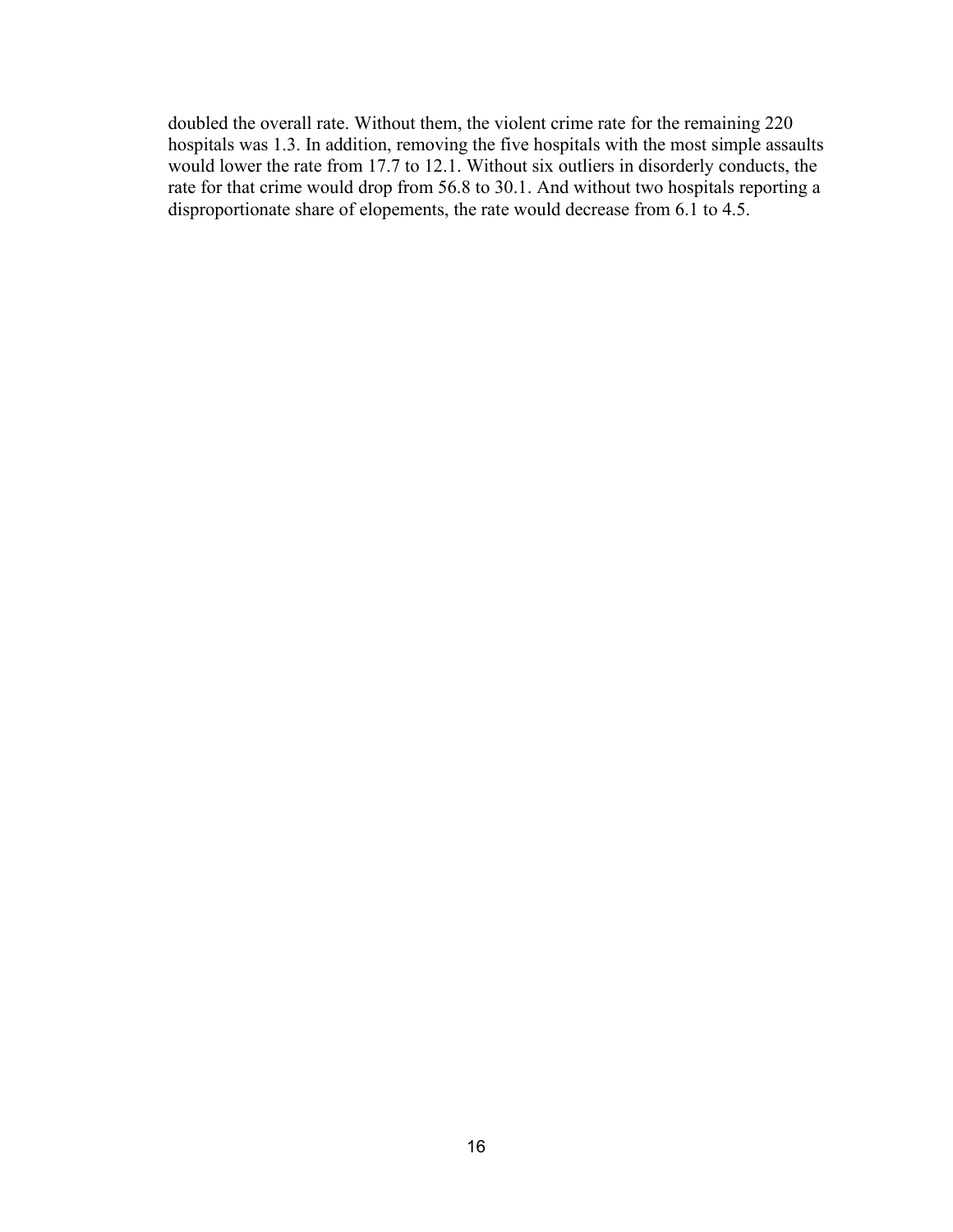doubled the overall rate. Without them, the violent crime rate for the remaining 220 hospitals was 1.3. In addition, removing the five hospitals with the most simple assaults would lower the rate from 17.7 to 12.1. Without six outliers in disorderly conducts, the rate for that crime would drop from 56.8 to 30.1. And without two hospitals reporting a disproportionate share of elopements, the rate would decrease from 6.1 to 4.5.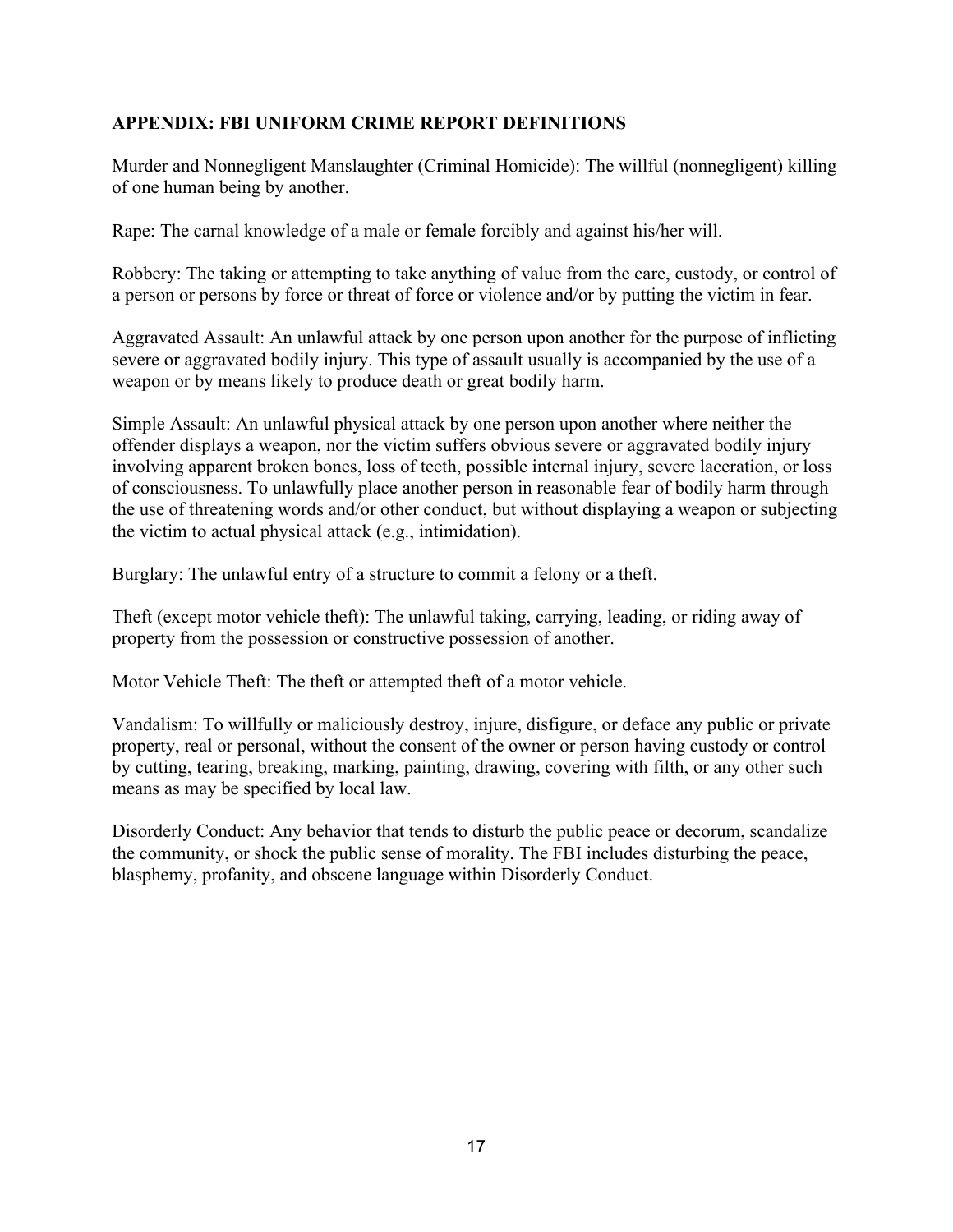## APPENDIX: FBI UNIFORM CRIME REPORT DEFINITIONS

Murder and Nonnegligent Manslaughter (Criminal Homicide): The willful (nonnegligent) killing of one human being by another.

Rape: The carnal knowledge of a male or female forcibly and against his/her will.

Robbery: The taking or attempting to take anything of value from the care, custody, or control of a person or persons by force or threat of force or violence and/or by putting the victim in fear.

Aggravated Assault: An unlawful attack by one person upon another for the purpose of inflicting severe or aggravated bodily injury. This type of assault usually is accompanied by the use of a weapon or by means likely to produce death or great bodily harm.

Simple Assault: An unlawful physical attack by one person upon another where neither the offender displays a weapon, nor the victim suffers obvious severe or aggravated bodily injury involving apparent broken bones, loss of teeth, possible internal injury, severe laceration, or loss of consciousness. To unlawfully place another person in reasonable fear of bodily harm through the use of threatening words and/or other conduct, but without displaying a weapon or subjecting the victim to actual physical attack (e.g., intimidation).

Burglary: The unlawful entry of a structure to commit a felony or a theft.

Theft (except motor vehicle theft): The unlawful taking, carrying, leading, or riding away of property from the possession or constructive possession of another.

Motor Vehicle Theft: The theft or attempted theft of a motor vehicle.

Vandalism: To willfully or maliciously destroy, injure, disfigure, or deface any public or private property, real or personal, without the consent of the owner or person having custody or control by cutting, tearing, breaking, marking, painting, drawing, covering with filth, or any other such means as may be specified by local law.

Disorderly Conduct: Any behavior that tends to disturb the public peace or decorum, scandalize the community, or shock the public sense of morality. The FBI includes disturbing the peace, blasphemy, profanity, and obscene language within Disorderly Conduct.